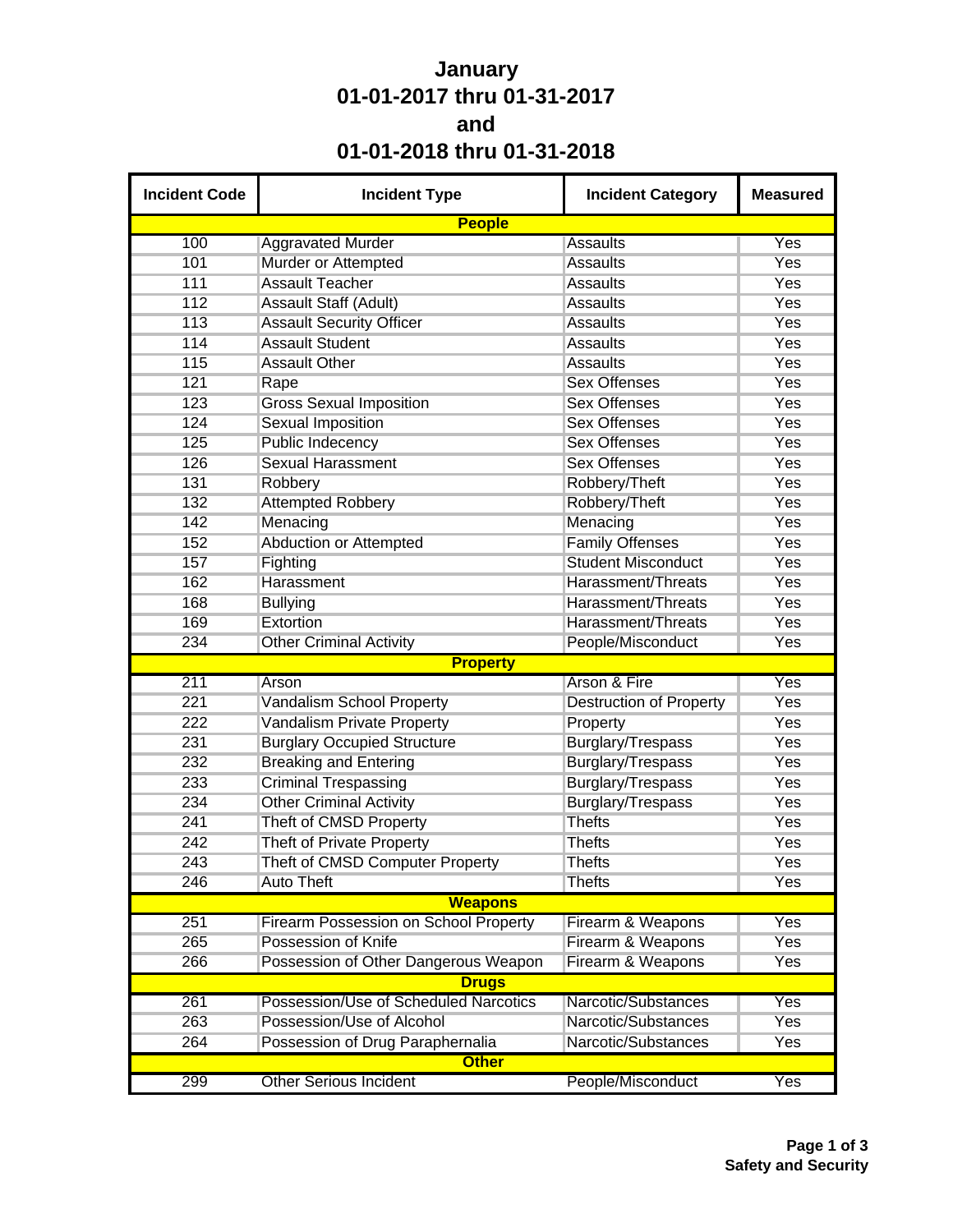# January
## 01-01-2017 thru 01-31-2017
## and
## 01-01-2018 thru 01-31-2018

| Incident Code | Incident Type | Incident Category | Measured |
|---|---|---|---|
| **People** | | | |
| 100 | Aggravated Murder | Assaults | Yes |
| 101 | Murder or Attempted | Assaults | Yes |
| 111 | Assault Teacher | Assaults | Yes |
| 112 | Assault Staff (Adult) | Assaults | Yes |
| 113 | Assault Security Officer | Assaults | Yes |
| 114 | Assault Student | Assaults | Yes |
| 115 | Assault Other | Assaults | Yes |
| 121 | Rape | Sex Offenses | Yes |
| 123 | Gross Sexual Imposition | Sex Offenses | Yes |
| 124 | Sexual Imposition | Sex Offenses | Yes |
| 125 | Public Indecency | Sex Offenses | Yes |
| 126 | Sexual Harassment | Sex Offenses | Yes |
| 131 | Robbery | Robbery/Theft | Yes |
| 132 | Attempted Robbery | Robbery/Theft | Yes |
| 142 | Menacing | Menacing | Yes |
| 152 | Abduction or Attempted | Family Offenses | Yes |
| 157 | Fighting | Student Misconduct | Yes |
| 162 | Harassment | Harassment/Threats | Yes |
| 168 | Bullying | Harassment/Threats | Yes |
| 169 | Extortion | Harassment/Threats | Yes |
| 234 | Other Criminal Activity | People/Misconduct | Yes |
| **Property** | | | |
| 211 | Arson | Arson & Fire | Yes |
| 221 | Vandalism School Property | Destruction of Property | Yes |
| 222 | Vandalism Private Property | Property | Yes |
| 231 | Burglary Occupied Structure | Burglary/Trespass | Yes |
| 232 | Breaking and Entering | Burglary/Trespass | Yes |
| 233 | Criminal Trespassing | Burglary/Trespass | Yes |
| 234 | Other Criminal Activity | Burglary/Trespass | Yes |
| 241 | Theft of CMSD Property | Thefts | Yes |
| 242 | Theft of Private Property | Thefts | Yes |
| 243 | Theft of CMSD Computer Property | Thefts | Yes |
| 246 | Auto Theft | Thefts | Yes |
| **Weapons** | | | |
| 251 | Firearm Possession on School Property | Firearm & Weapons | Yes |
| 265 | Possession of Knife | Firearm & Weapons | Yes |
| 266 | Possession of Other Dangerous Weapon | Firearm & Weapons | Yes |
| **Drugs** | | | |
| 261 | Possession/Use of Scheduled Narcotics | Narcotic/Substances | Yes |
| 263 | Possession/Use of Alcohol | Narcotic/Substances | Yes |
| 264 | Possession of Drug Paraphernalia | Narcotic/Substances | Yes |
| **Other** | | | |
| 299 | Other Serious Incident | People/Misconduct | Yes |

**Safety and Security**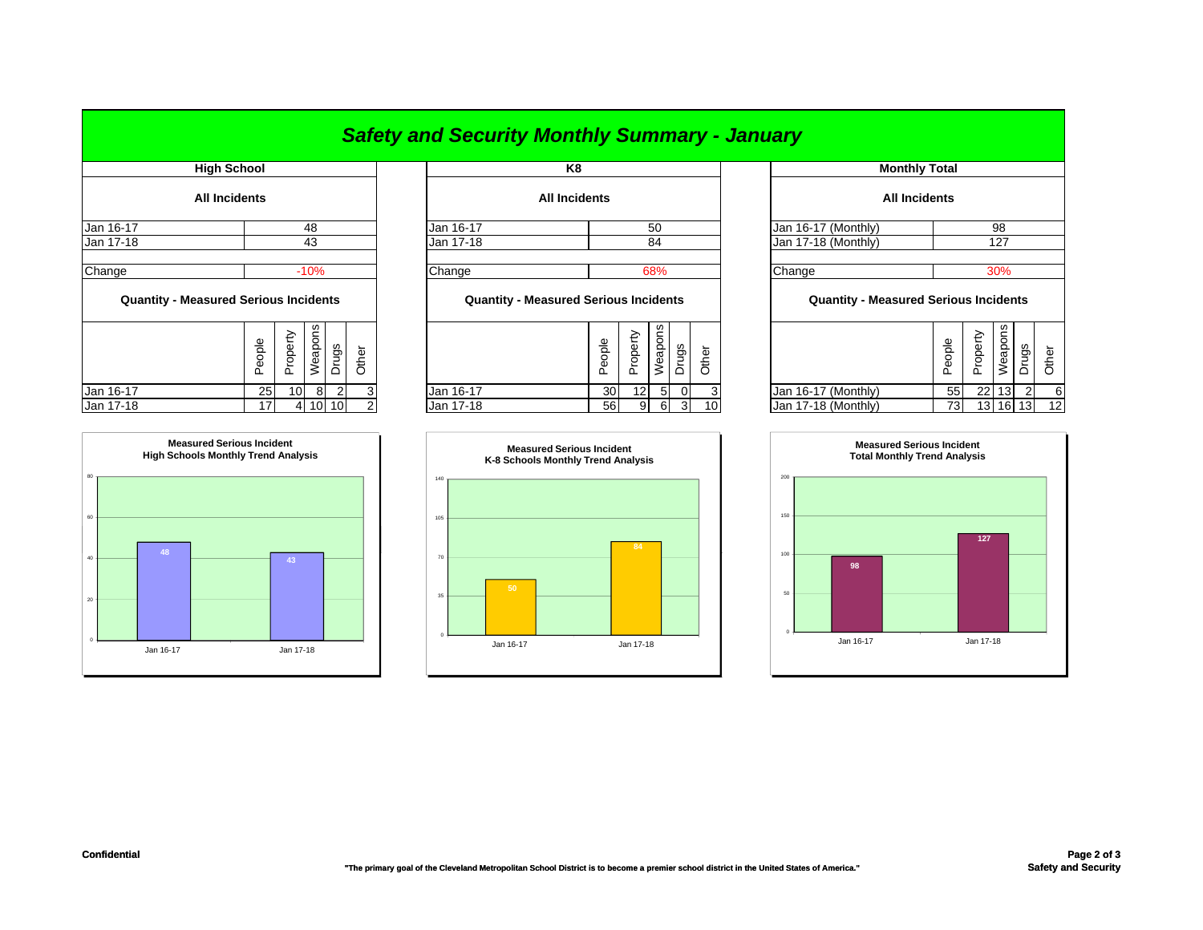# Safety and Security Monthly Summary - January

## High School

**All Incidents**

| | |
|---|---|
| Jan 16-17 | 48 |
| Jan 17-18 | 43 |
| Change | -10% |

**Quantity - Measured Serious Incidents**

| | People | Property | Weapons | Drugs | Other |
|---|---|---|---|---|---|
| Jan 16-17 | 25 | 10 | 8 | 2 | 3 |
| Jan 17-18 | 17 | 4 | 10 | 10 | 2 |

**Measured Serious Incident High Schools Monthly Trend Analysis**

| | Value |
|---|---|
| Jan 16-17 | 48 |
| Jan 17-18 | 43 |

## K8

**All Incidents**

| | |
|---|---|
| Jan 16-17 | 50 |
| Jan 17-18 | 84 |
| Change | 68% |

**Quantity - Measured Serious Incidents**

| | People | Property | Weapons | Drugs | Other |
|---|---|---|---|---|---|
| Jan 16-17 | 30 | 12 | 5 | 0 | 3 |
| Jan 17-18 | 56 | 9 | 6 | 3 | 10 |

**Measured Serious Incident K-8 Schools Monthly Trend Analysis**

| | Value |
|---|---|
| Jan 16-17 | 50 |
| Jan 17-18 | 84 |

## Monthly Total

**All Incidents**

| | |
|---|---|
| Jan 16-17 (Monthly) | 98 |
| Jan 17-18 (Monthly) | 127 |
| Change | 30% |

**Quantity - Measured Serious Incidents**

| | People | Property | Weapons | Drugs | Other |
|---|---|---|---|---|---|
| Jan 16-17 (Monthly) | 55 | 22 | 13 | 2 | 6 |
| Jan 17-18 (Monthly) | 73 | 13 | 16 | 13 | 12 |

**Measured Serious Incident Total Monthly Trend Analysis**

| | Value |
|---|---|
| Jan 16-17 | 98 |
| Jan 17-18 | 127 |

Confidential

**"The primary goal of the Cleveland Metropolitan School District is to become a premier school district in the United States of America."**

Safety and Security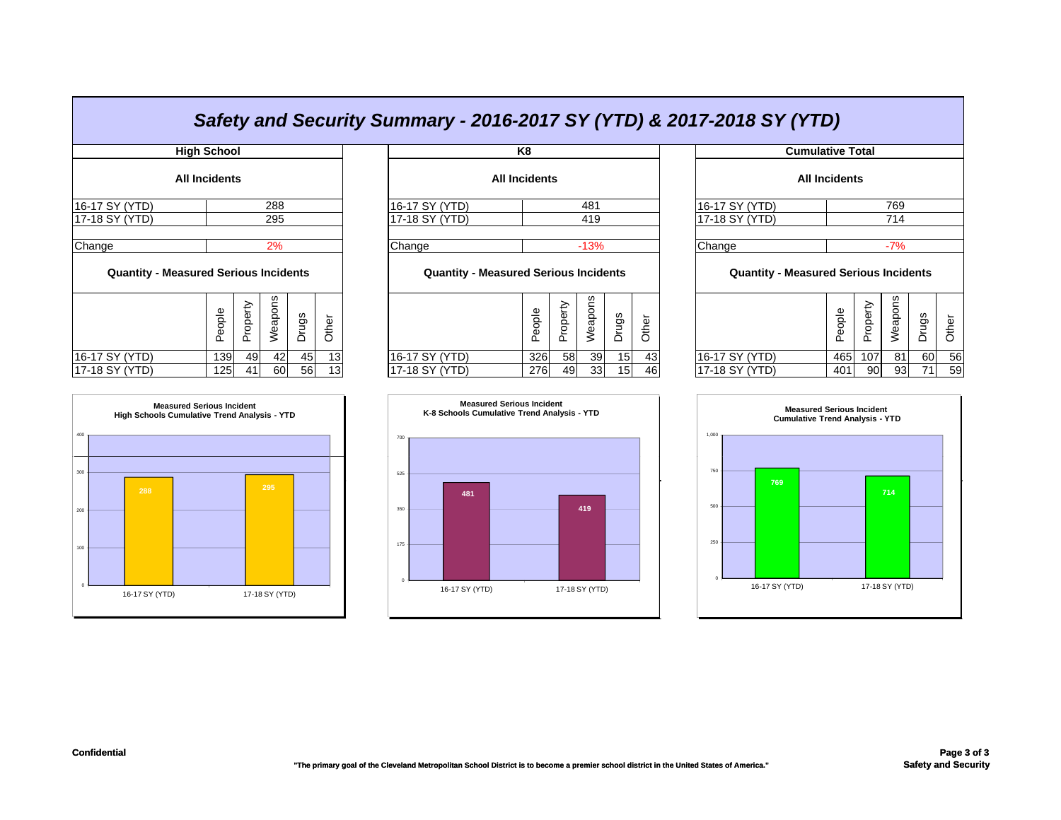# *Safety and Security Summary - 2016-2017 SY (YTD) & 2017-2018 SY (YTD)*

## High School

**All Incidents**

| | |
|---|---|
| 16-17 SY (YTD) | 288 |
| 17-18 SY (YTD) | 295 |
| Change | 2% |

**Quantity - Measured Serious Incidents**

| | People | Property | Weapons | Drugs | Other |
|---|---|---|---|---|---|
| 16-17 SY (YTD) | 139 | 49 | 42 | 45 | 13 |
| 17-18 SY (YTD) | 125 | 41 | 60 | 56 | 13 |

Measured Serious Incident
High Schools Cumulative Trend Analysis - YTD

400
300
200
100
0

288
295

16-17 SY (YTD)
17-18 SY (YTD)

## K8

**All Incidents**

| | |
|---|---|
| 16-17 SY (YTD) | 481 |
| 17-18 SY (YTD) | 419 |
| Change | -13% |

**Quantity - Measured Serious Incidents**

| | People | Property | Weapons | Drugs | Other |
|---|---|---|---|---|---|
| 16-17 SY (YTD) | 326 | 58 | 39 | 15 | 43 |
| 17-18 SY (YTD) | 276 | 49 | 33 | 15 | 46 |

Measured Serious Incident
K-8 Schools Cumulative Trend Analysis - YTD

700
525
350
175
0

481
419

16-17 SY (YTD)
17-18 SY (YTD)

## Cumulative Total

**All Incidents**

| | |
|---|---|
| 16-17 SY (YTD) | 769 |
| 17-18 SY (YTD) | 714 |
| Change | -7% |

**Quantity - Measured Serious Incidents**

| | People | Property | Weapons | Drugs | Other |
|---|---|---|---|---|---|
| 16-17 SY (YTD) | 465 | 107 | 81 | 60 | 56 |
| 17-18 SY (YTD) | 401 | 90 | 93 | 71 | 59 |

Measured Serious Incident
Cumulative Trend Analysis - YTD

1,000
750
500
250
0

769
714

16-17 SY (YTD)
17-18 SY (YTD)

**Confidential**

**"The primary goal of the Cleveland Metropolitan School District is to become a premier school district in the United States of America."**

**Safety and Security**